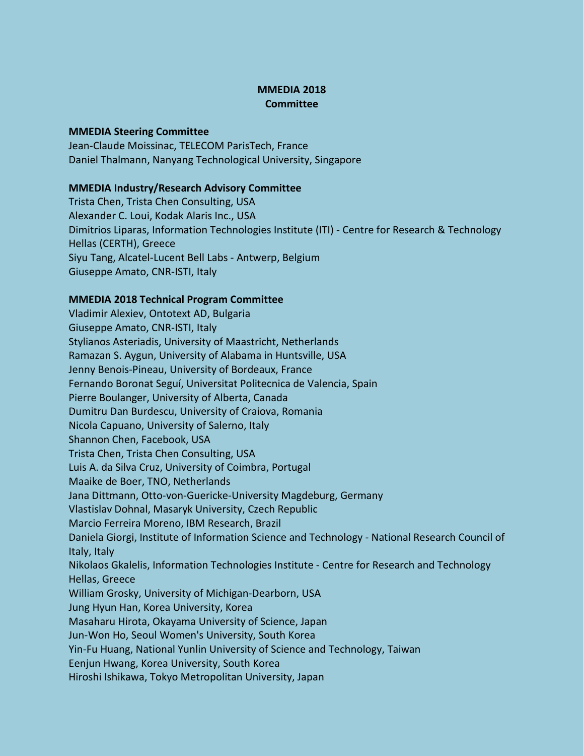# MMEDIA 2018
# Committee

**MMEDIA Steering Committee**

Jean-Claude Moissinac, TELECOM ParisTech, France
Daniel Thalmann, Nanyang Technological University, Singapore

**MMEDIA Industry/Research Advisory Committee**

Trista Chen, Trista Chen Consulting, USA
Alexander C. Loui, Kodak Alaris Inc., USA
Dimitrios Liparas, Information Technologies Institute (ITI) - Centre for Research & Technology Hellas (CERTH), Greece
Siyu Tang, Alcatel-Lucent Bell Labs - Antwerp, Belgium
Giuseppe Amato, CNR-ISTI, Italy

**MMEDIA 2018 Technical Program Committee**

Vladimir Alexiev, Ontotext AD, Bulgaria
Giuseppe Amato, CNR-ISTI, Italy
Stylianos Asteriadis, University of Maastricht, Netherlands
Ramazan S. Aygun, University of Alabama in Huntsville, USA
Jenny Benois-Pineau, University of Bordeaux, France
Fernando Boronat Seguí, Universitat Politecnica de Valencia, Spain
Pierre Boulanger, University of Alberta, Canada
Dumitru Dan Burdescu, University of Craiova, Romania
Nicola Capuano, University of Salerno, Italy
Shannon Chen, Facebook, USA
Trista Chen, Trista Chen Consulting, USA
Luis A. da Silva Cruz, University of Coimbra, Portugal
Maaike de Boer, TNO, Netherlands
Jana Dittmann, Otto-von-Guericke-University Magdeburg, Germany
Vlastislav Dohnal, Masaryk University, Czech Republic
Marcio Ferreira Moreno, IBM Research, Brazil
Daniela Giorgi, Institute of Information Science and Technology - National Research Council of Italy, Italy
Nikolaos Gkalelis, Information Technologies Institute - Centre for Research and Technology Hellas, Greece
William Grosky, University of Michigan-Dearborn, USA
Jung Hyun Han, Korea University, Korea
Masaharu Hirota, Okayama University of Science, Japan
Jun-Won Ho, Seoul Women's University, South Korea
Yin-Fu Huang, National Yunlin University of Science and Technology, Taiwan
Eenjun Hwang, Korea University, South Korea
Hiroshi Ishikawa, Tokyo Metropolitan University, Japan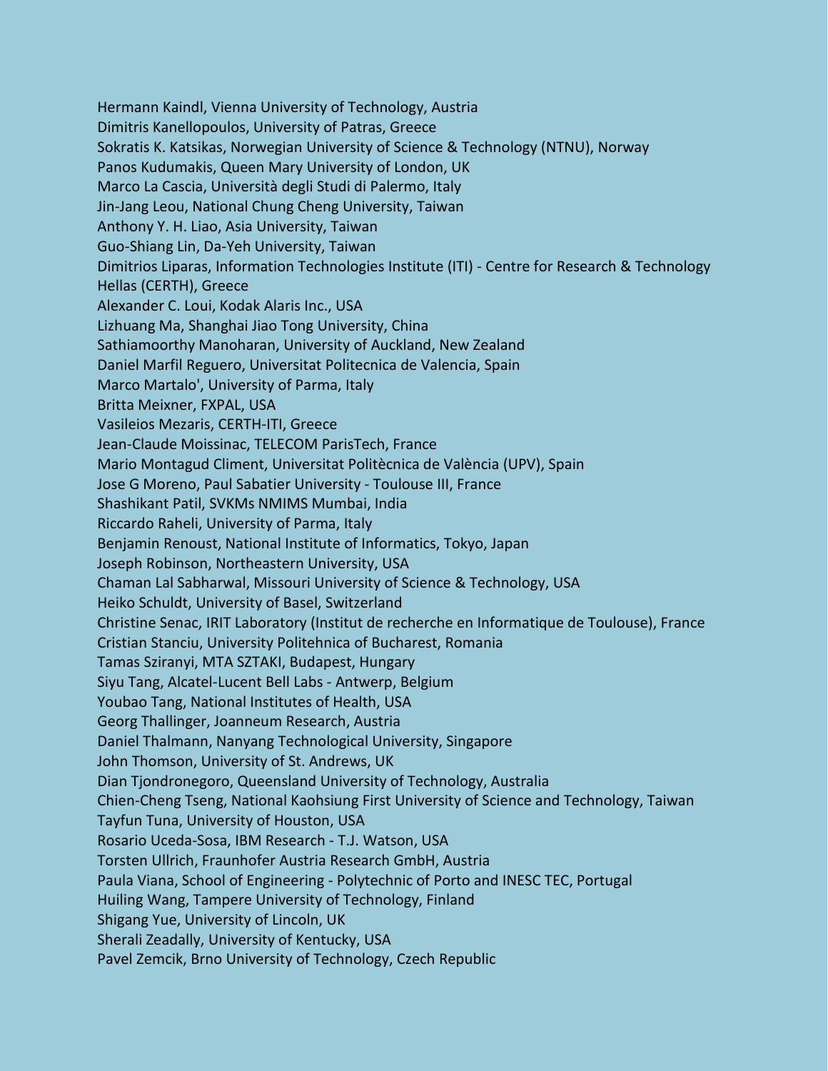Hermann Kaindl, Vienna University of Technology, Austria
Dimitris Kanellopoulos, University of Patras, Greece
Sokratis K. Katsikas, Norwegian University of Science & Technology (NTNU), Norway
Panos Kudumakis, Queen Mary University of London, UK
Marco La Cascia, Università degli Studi di Palermo, Italy
Jin-Jang Leou, National Chung Cheng University, Taiwan
Anthony Y. H. Liao, Asia University, Taiwan
Guo-Shiang Lin, Da-Yeh University, Taiwan
Dimitrios Liparas, Information Technologies Institute (ITI) - Centre for Research & Technology Hellas (CERTH), Greece
Alexander C. Loui, Kodak Alaris Inc., USA
Lizhuang Ma, Shanghai Jiao Tong University, China
Sathiamoorthy Manoharan, University of Auckland, New Zealand
Daniel Marfil Reguero, Universitat Politecnica de Valencia, Spain
Marco Martalo', University of Parma, Italy
Britta Meixner, FXPAL, USA
Vasileios Mezaris, CERTH-ITI, Greece
Jean-Claude Moissinac, TELECOM ParisTech, France
Mario Montagud Climent, Universitat Politècnica de València (UPV), Spain
Jose G Moreno, Paul Sabatier University - Toulouse III, France
Shashikant Patil, SVKMs NMIMS Mumbai, India
Riccardo Raheli, University of Parma, Italy
Benjamin Renoust, National Institute of Informatics, Tokyo, Japan
Joseph Robinson, Northeastern University, USA
Chaman Lal Sabharwal, Missouri University of Science & Technology, USA
Heiko Schuldt, University of Basel, Switzerland
Christine Senac, IRIT Laboratory (Institut de recherche en Informatique de Toulouse), France
Cristian Stanciu, University Politehnica of Bucharest, Romania
Tamas Sziranyi, MTA SZTAKI, Budapest, Hungary
Siyu Tang, Alcatel-Lucent Bell Labs - Antwerp, Belgium
Youbao Tang, National Institutes of Health, USA
Georg Thallinger, Joanneum Research, Austria
Daniel Thalmann, Nanyang Technological University, Singapore
John Thomson, University of St. Andrews, UK
Dian Tjondronegoro, Queensland University of Technology, Australia
Chien-Cheng Tseng, National Kaohsiung First University of Science and Technology, Taiwan
Tayfun Tuna, University of Houston, USA
Rosario Uceda-Sosa, IBM Research - T.J. Watson, USA
Torsten Ullrich, Fraunhofer Austria Research GmbH, Austria
Paula Viana, School of Engineering - Polytechnic of Porto and INESC TEC, Portugal
Huiling Wang, Tampere University of Technology, Finland
Shigang Yue, University of Lincoln, UK
Sherali Zeadally, University of Kentucky, USA
Pavel Zemcik, Brno University of Technology, Czech Republic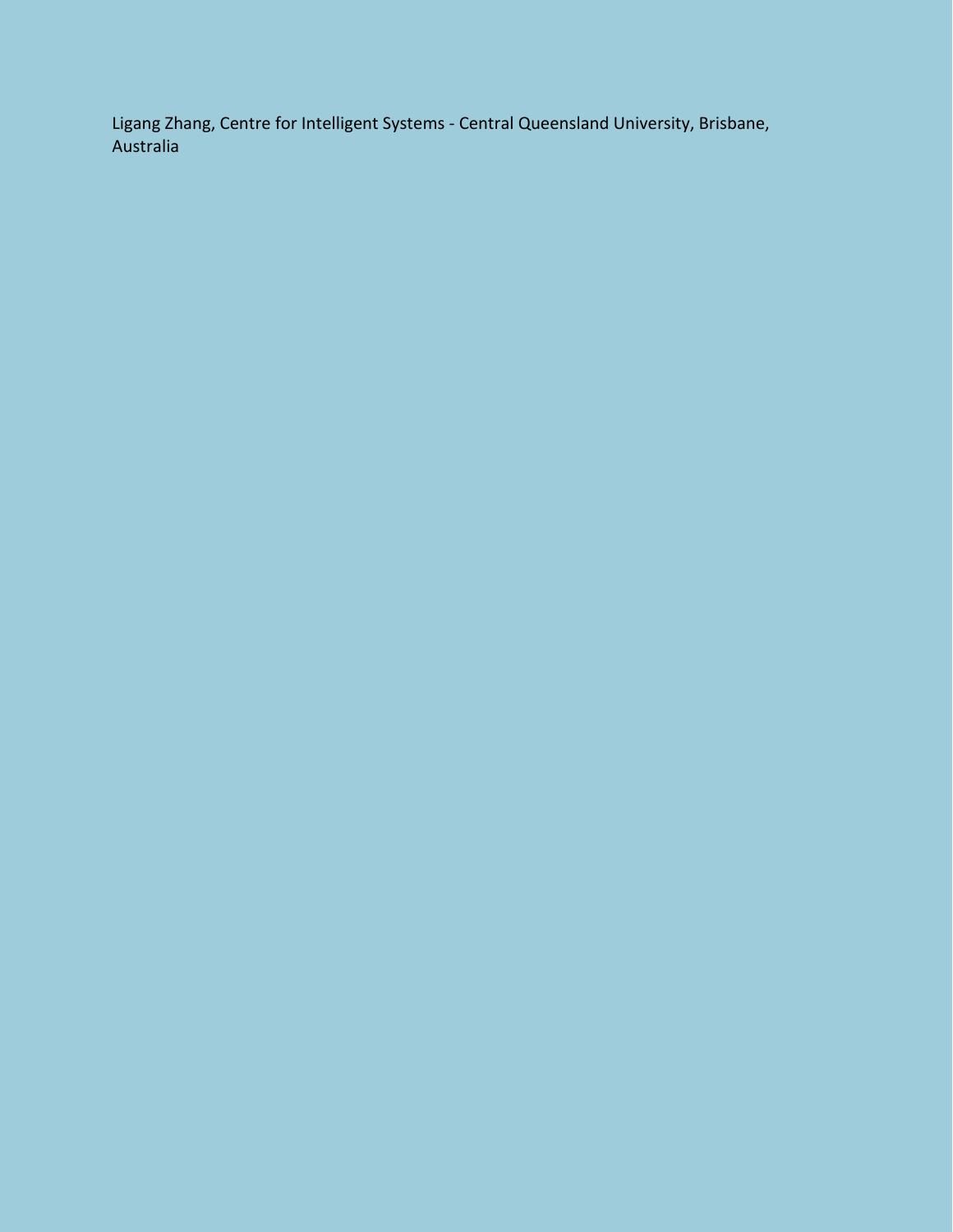Ligang Zhang, Centre for Intelligent Systems - Central Queensland University, Brisbane, Australia